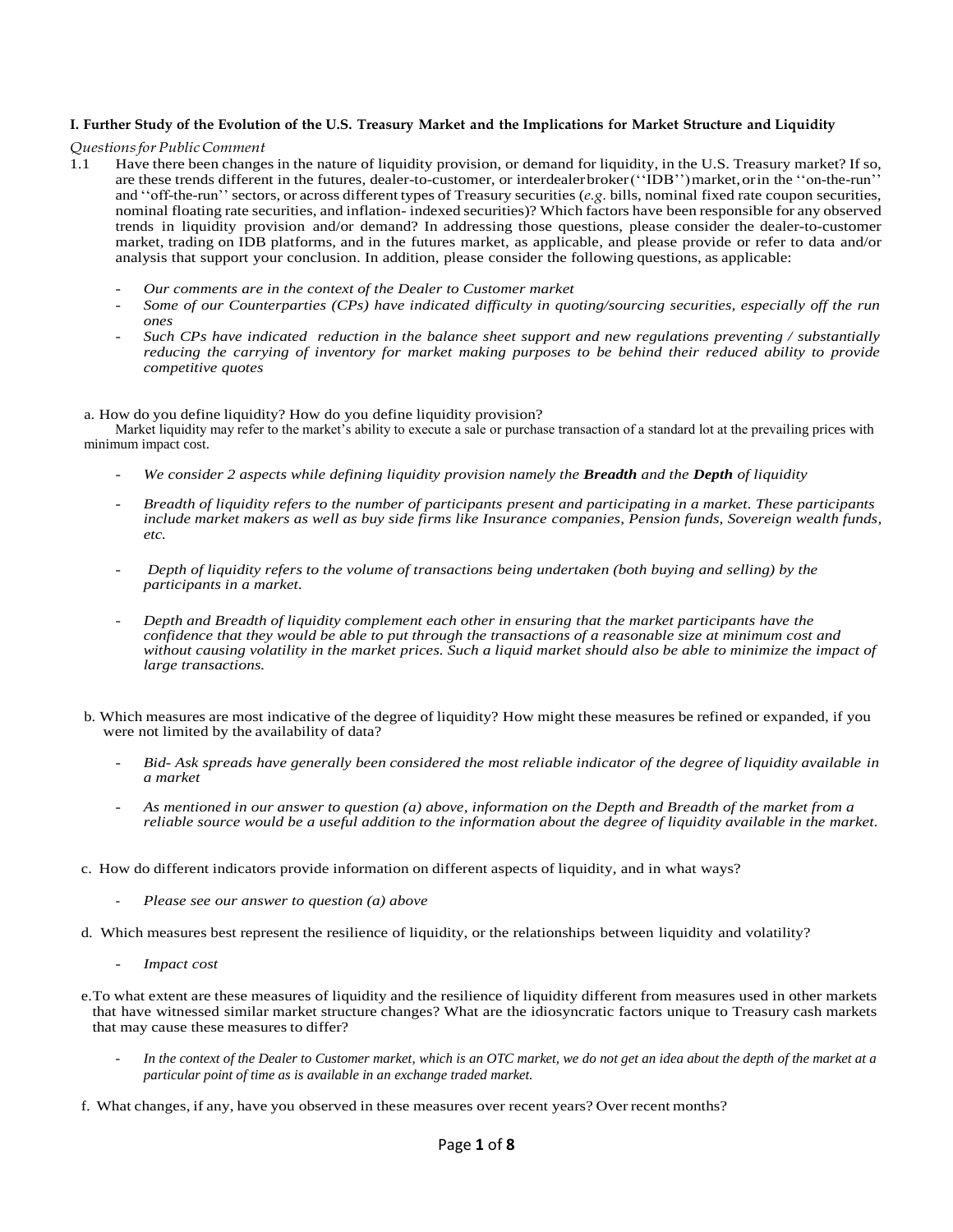**I. Further Study of the Evolution of the U.S. Treasury Market and the Implications for Market Structure and Liquidity**

*Questions for Public Comment*

1.1 Have there been changes in the nature of liquidity provision, or demand for liquidity, in the U.S. Treasury market? If so, are these trends different in the futures, dealer-to-customer, or interdealer broker (''IDB'') market, or in the ''on-the-run'' and ''off-the-run'' sectors, or across different types of Treasury securities (*e.g.* bills, nominal fixed rate coupon securities, nominal floating rate securities, and inflation- indexed securities)? Which factors have been responsible for any observed trends in liquidity provision and/or demand? In addressing those questions, please consider the dealer-to-customer market, trading on IDB platforms, and in the futures market, as applicable, and please provide or refer to data and/or analysis that support your conclusion. In addition, please consider the following questions, as applicable:

- *Our comments are in the context of the Dealer to Customer market*
- *Some of our Counterparties (CPs) have indicated difficulty in quoting/sourcing securities, especially off the run ones*
- *Such CPs have indicated reduction in the balance sheet support and new regulations preventing / substantially reducing the carrying of inventory for market making purposes to be behind their reduced ability to provide competitive quotes*

a. How do you define liquidity? How do you define liquidity provision?

Market liquidity may refer to the market's ability to execute a sale or purchase transaction of a standard lot at the prevailing prices with minimum impact cost.

- *We consider 2 aspects while defining liquidity provision namely the **Breadth** and the **Depth** of liquidity*
- *Breadth of liquidity refers to the number of participants present and participating in a market. These participants include market makers as well as buy side firms like Insurance companies, Pension funds, Sovereign wealth funds, etc.*
- *Depth of liquidity refers to the volume of transactions being undertaken (both buying and selling) by the participants in a market.*
- *Depth and Breadth of liquidity complement each other in ensuring that the market participants have the confidence that they would be able to put through the transactions of a reasonable size at minimum cost and without causing volatility in the market prices. Such a liquid market should also be able to minimize the impact of large transactions.*

b. Which measures are most indicative of the degree of liquidity? How might these measures be refined or expanded, if you were not limited by the availability of data?

- *Bid- Ask spreads have generally been considered the most reliable indicator of the degree of liquidity available in a market*
- *As mentioned in our answer to question (a) above, information on the Depth and Breadth of the market from a reliable source would be a useful addition to the information about the degree of liquidity available in the market.*

c. How do different indicators provide information on different aspects of liquidity, and in what ways?

- *Please see our answer to question (a) above*

d. Which measures best represent the resilience of liquidity, or the relationships between liquidity and volatility?

- *Impact cost*

e. To what extent are these measures of liquidity and the resilience of liquidity different from measures used in other markets that have witnessed similar market structure changes? What are the idiosyncratic factors unique to Treasury cash markets that may cause these measures to differ?

- *In the context of the Dealer to Customer market, which is an OTC market, we do not get an idea about the depth of the market at a particular point of time as is available in an exchange traded market.*

f. What changes, if any, have you observed in these measures over recent years? Over recent months?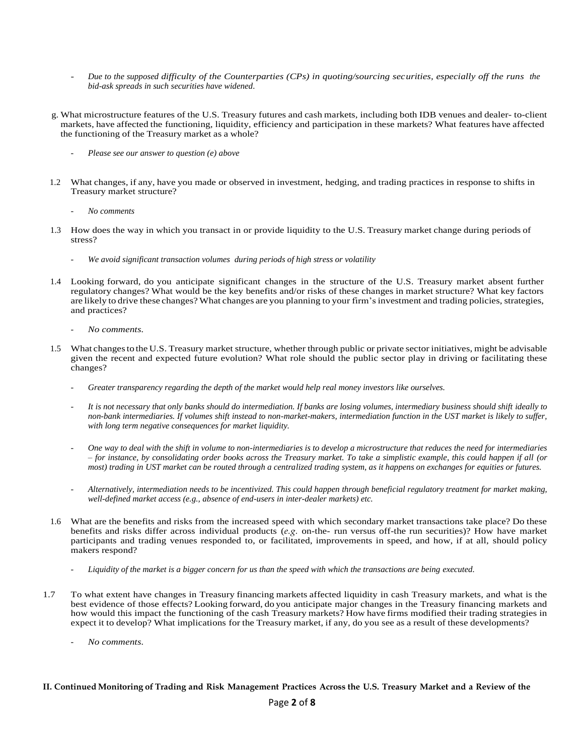- *Due to the supposed difficulty of the Counterparties (CPs) in quoting/sourcing securities, especially off the runs the bid-ask spreads in such securities have widened.*

g. What microstructure features of the U.S. Treasury futures and cash markets, including both IDB venues and dealer- to-client markets, have affected the functioning, liquidity, efficiency and participation in these markets? What features have affected the functioning of the Treasury market as a whole?

- *Please see our answer to question (e) above*

1.2 What changes, if any, have you made or observed in investment, hedging, and trading practices in response to shifts in Treasury market structure?

- *No comments*

1.3 How does the way in which you transact in or provide liquidity to the U.S. Treasury market change during periods of stress?

- *We avoid significant transaction volumes during periods of high stress or volatility*

1.4 Looking forward, do you anticipate significant changes in the structure of the U.S. Treasury market absent further regulatory changes? What would be the key benefits and/or risks of these changes in market structure? What key factors are likely to drive these changes? What changes are you planning to your firm's investment and trading policies, strategies, and practices?

- *No comments.*

1.5 What changes to the U.S. Treasury market structure, whether through public or private sector initiatives, might be advisable given the recent and expected future evolution? What role should the public sector play in driving or facilitating these changes?

- *Greater transparency regarding the depth of the market would help real money investors like ourselves.*
- *It is not necessary that only banks should do intermediation. If banks are losing volumes, intermediary business should shift ideally to non-bank intermediaries. If volumes shift instead to non-market-makers, intermediation function in the UST market is likely to suffer, with long term negative consequences for market liquidity.*
- *One way to deal with the shift in volume to non-intermediaries is to develop a microstructure that reduces the need for intermediaries – for instance, by consolidating order books across the Treasury market. To take a simplistic example, this could happen if all (or most) trading in UST market can be routed through a centralized trading system, as it happens on exchanges for equities or futures.*
- *Alternatively, intermediation needs to be incentivized. This could happen through beneficial regulatory treatment for market making, well-defined market access (e.g., absence of end-users in inter-dealer markets) etc.*

1.6 What are the benefits and risks from the increased speed with which secondary market transactions take place? Do these benefits and risks differ across individual products (*e.g.* on-the- run versus off-the run securities)? How have market participants and trading venues responded to, or facilitated, improvements in speed, and how, if at all, should policy makers respond?

- *Liquidity of the market is a bigger concern for us than the speed with which the transactions are being executed.*

1.7 To what extent have changes in Treasury financing markets affected liquidity in cash Treasury markets, and what is the best evidence of those effects? Looking forward, do you anticipate major changes in the Treasury financing markets and how would this impact the functioning of the cash Treasury markets? How have firms modified their trading strategies in expect it to develop? What implications for the Treasury market, if any, do you see as a result of these developments?

- *No comments.*

**II. Continued Monitoring of Trading and Risk Management Practices Across the U.S. Treasury Market and a Review of the**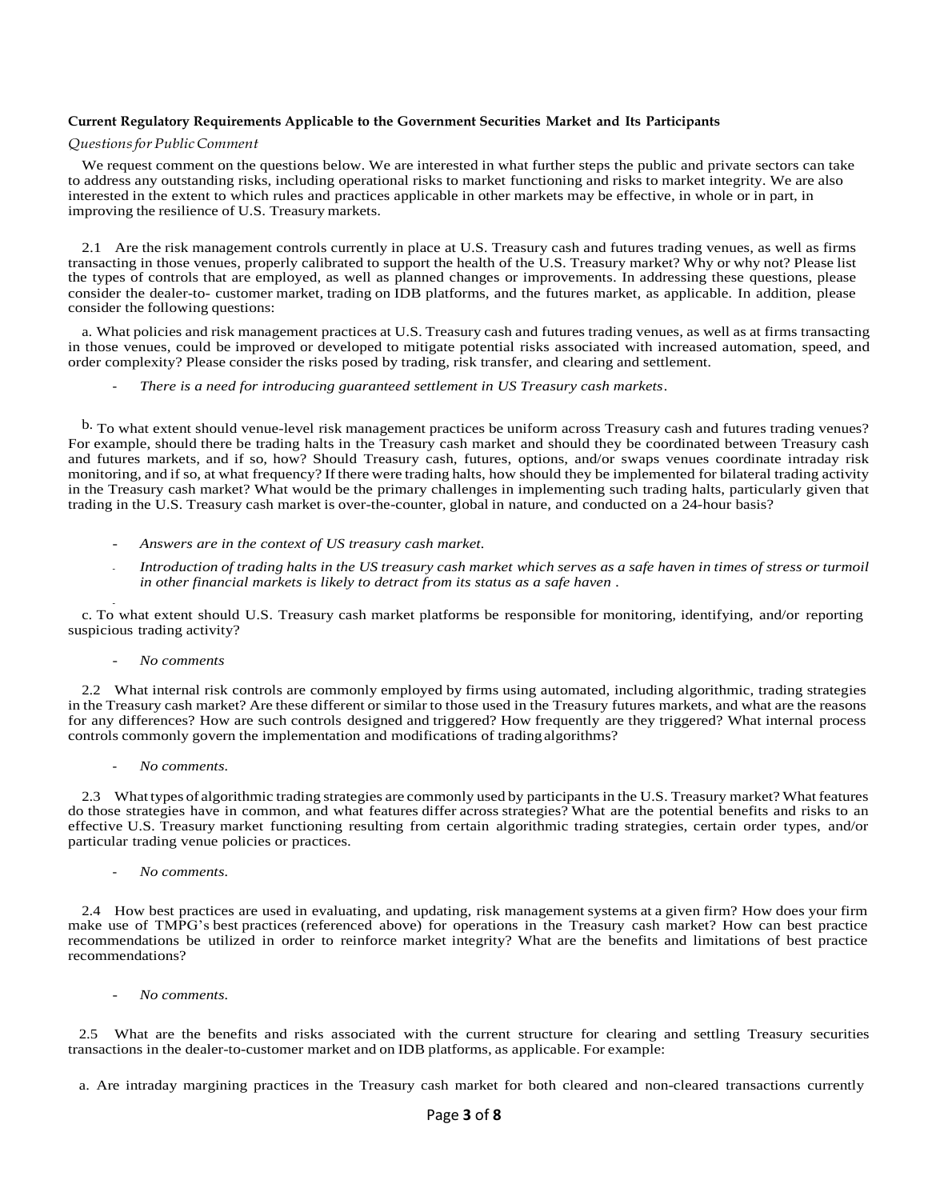**Current Regulatory Requirements Applicable to the Government Securities Market and Its Participants**

*Questions for Public Comment*

We request comment on the questions below. We are interested in what further steps the public and private sectors can take to address any outstanding risks, including operational risks to market functioning and risks to market integrity. We are also interested in the extent to which rules and practices applicable in other markets may be effective, in whole or in part, in improving the resilience of U.S. Treasury markets.

2.1 Are the risk management controls currently in place at U.S. Treasury cash and futures trading venues, as well as firms transacting in those venues, properly calibrated to support the health of the U.S. Treasury market? Why or why not? Please list the types of controls that are employed, as well as planned changes or improvements. In addressing these questions, please consider the dealer-to- customer market, trading on IDB platforms, and the futures market, as applicable. In addition, please consider the following questions:

a. What policies and risk management practices at U.S. Treasury cash and futures trading venues, as well as at firms transacting in those venues, could be improved or developed to mitigate potential risks associated with increased automation, speed, and order complexity? Please consider the risks posed by trading, risk transfer, and clearing and settlement.

- *There is a need for introducing guaranteed settlement in US Treasury cash markets.*

b. To what extent should venue-level risk management practices be uniform across Treasury cash and futures trading venues? For example, should there be trading halts in the Treasury cash market and should they be coordinated between Treasury cash and futures markets, and if so, how? Should Treasury cash, futures, options, and/or swaps venues coordinate intraday risk monitoring, and if so, at what frequency? If there were trading halts, how should they be implemented for bilateral trading activity in the Treasury cash market? What would be the primary challenges in implementing such trading halts, particularly given that trading in the U.S. Treasury cash market is over-the-counter, global in nature, and conducted on a 24-hour basis?

- *Answers are in the context of US treasury cash market.*
- *Introduction of trading halts in the US treasury cash market which serves as a safe haven in times of stress or turmoil in other financial markets is likely to detract from its status as a safe haven .*

c. To what extent should U.S. Treasury cash market platforms be responsible for monitoring, identifying, and/or reporting suspicious trading activity?

- *No comments*

2.2 What internal risk controls are commonly employed by firms using automated, including algorithmic, trading strategies in the Treasury cash market? Are these different or similar to those used in the Treasury futures markets, and what are the reasons for any differences? How are such controls designed and triggered? How frequently are they triggered? What internal process controls commonly govern the implementation and modifications of trading algorithms?

- *No comments.*

2.3 What types of algorithmic trading strategies are commonly used by participants in the U.S. Treasury market? What features do those strategies have in common, and what features differ across strategies? What are the potential benefits and risks to an effective U.S. Treasury market functioning resulting from certain algorithmic trading strategies, certain order types, and/or particular trading venue policies or practices.

- *No comments.*

2.4 How best practices are used in evaluating, and updating, risk management systems at a given firm? How does your firm make use of TMPG's best practices (referenced above) for operations in the Treasury cash market? How can best practice recommendations be utilized in order to reinforce market integrity? What are the benefits and limitations of best practice recommendations?

- *No comments.*

2.5 What are the benefits and risks associated with the current structure for clearing and settling Treasury securities transactions in the dealer-to-customer market and on IDB platforms, as applicable. For example:

a. Are intraday margining practices in the Treasury cash market for both cleared and non-cleared transactions currently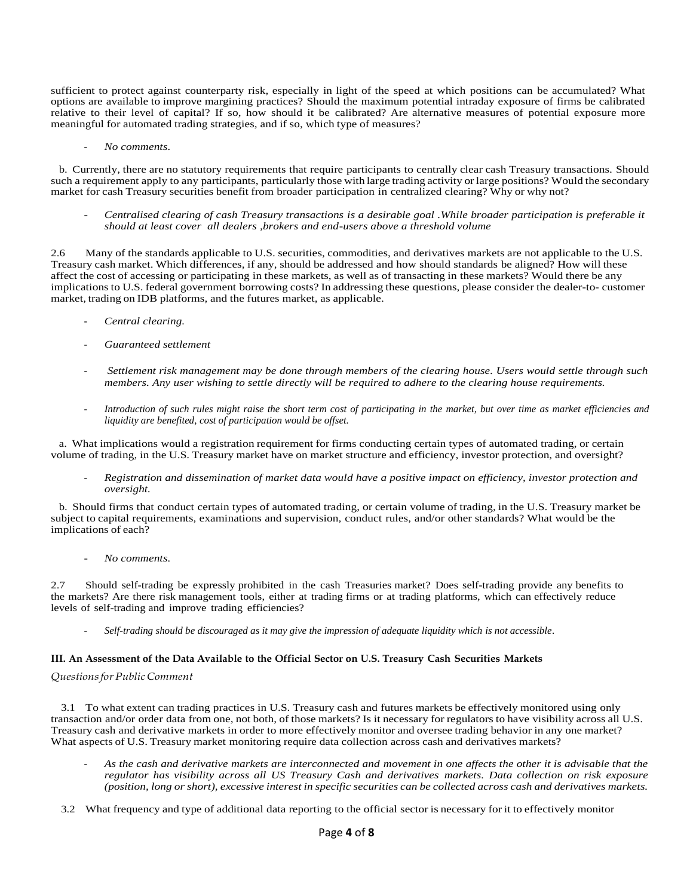sufficient to protect against counterparty risk, especially in light of the speed at which positions can be accumulated? What options are available to improve margining practices? Should the maximum potential intraday exposure of firms be calibrated relative to their level of capital? If so, how should it be calibrated? Are alternative measures of potential exposure more meaningful for automated trading strategies, and if so, which type of measures?

- *No comments.*

b. Currently, there are no statutory requirements that require participants to centrally clear cash Treasury transactions. Should such a requirement apply to any participants, particularly those with large trading activity or large positions? Would the secondary market for cash Treasury securities benefit from broader participation in centralized clearing? Why or why not?

- *Centralised clearing of cash Treasury transactions is a desirable goal .While broader participation is preferable it should at least cover all dealers ,brokers and end-users above a threshold volume*

2.6 Many of the standards applicable to U.S. securities, commodities, and derivatives markets are not applicable to the U.S. Treasury cash market. Which differences, if any, should be addressed and how should standards be aligned? How will these affect the cost of accessing or participating in these markets, as well as of transacting in these markets? Would there be any implications to U.S. federal government borrowing costs? In addressing these questions, please consider the dealer-to- customer market, trading on IDB platforms, and the futures market, as applicable.

- *Central clearing.*
- *Guaranteed settlement*
- *Settlement risk management may be done through members of the clearing house. Users would settle through such members. Any user wishing to settle directly will be required to adhere to the clearing house requirements.*
- *Introduction of such rules might raise the short term cost of participating in the market, but over time as market efficiencies and liquidity are benefited, cost of participation would be offset.*

a. What implications would a registration requirement for firms conducting certain types of automated trading, or certain volume of trading, in the U.S. Treasury market have on market structure and efficiency, investor protection, and oversight?

- *Registration and dissemination of market data would have a positive impact on efficiency, investor protection and oversight.*

b. Should firms that conduct certain types of automated trading, or certain volume of trading, in the U.S. Treasury market be subject to capital requirements, examinations and supervision, conduct rules, and/or other standards? What would be the implications of each?

- *No comments.*

2.7 Should self-trading be expressly prohibited in the cash Treasuries market? Does self-trading provide any benefits to the markets? Are there risk management tools, either at trading firms or at trading platforms, which can effectively reduce levels of self-trading and improve trading efficiencies?

- *Self-trading should be discouraged as it may give the impression of adequate liquidity which is not accessible*.

**III. An Assessment of the Data Available to the Official Sector on U.S. Treasury Cash Securities Markets**

*Questions for Public Comment*

3.1 To what extent can trading practices in U.S. Treasury cash and futures markets be effectively monitored using only transaction and/or order data from one, not both, of those markets? Is it necessary for regulators to have visibility across all U.S. Treasury cash and derivative markets in order to more effectively monitor and oversee trading behavior in any one market? What aspects of U.S. Treasury market monitoring require data collection across cash and derivatives markets?

- *As the cash and derivative markets are interconnected and movement in one affects the other it is advisable that the regulator has visibility across all US Treasury Cash and derivatives markets. Data collection on risk exposure (position, long or short), excessive interest in specific securities can be collected across cash and derivatives markets.*

3.2 What frequency and type of additional data reporting to the official sector is necessary for it to effectively monitor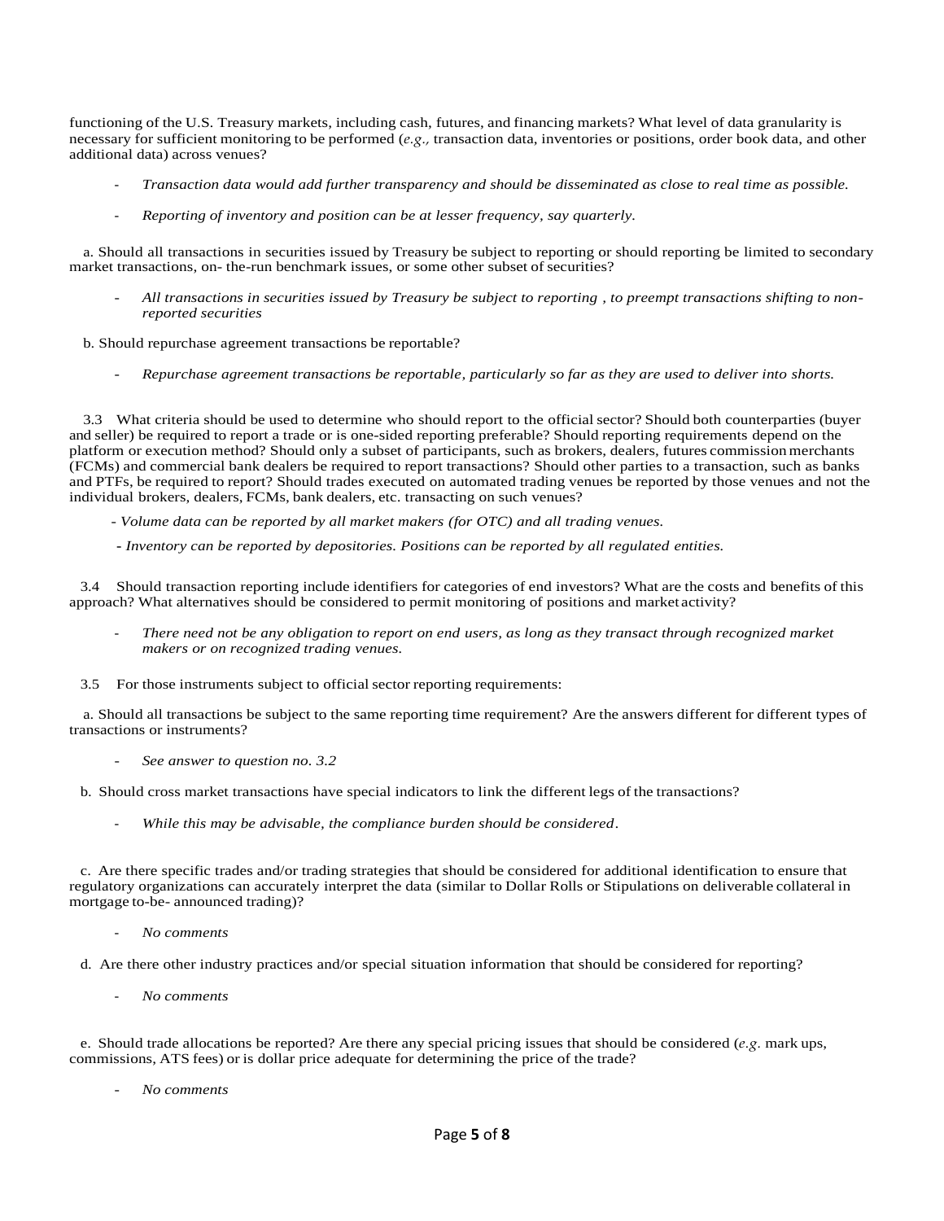functioning of the U.S. Treasury markets, including cash, futures, and financing markets? What level of data granularity is necessary for sufficient monitoring to be performed (*e.g.,* transaction data, inventories or positions, order book data, and other additional data) across venues?

- *Transaction data would add further transparency and should be disseminated as close to real time as possible.*
- *Reporting of inventory and position can be at lesser frequency, say quarterly.*

a. Should all transactions in securities issued by Treasury be subject to reporting or should reporting be limited to secondary market transactions, on- the-run benchmark issues, or some other subset of securities?

- *All transactions in securities issued by Treasury be subject to reporting , to preempt transactions shifting to non-reported securities*

b. Should repurchase agreement transactions be reportable?

- *Repurchase agreement transactions be reportable, particularly so far as they are used to deliver into shorts.*

3.3 What criteria should be used to determine who should report to the official sector? Should both counterparties (buyer and seller) be required to report a trade or is one-sided reporting preferable? Should reporting requirements depend on the platform or execution method? Should only a subset of participants, such as brokers, dealers, futures commission merchants (FCMs) and commercial bank dealers be required to report transactions? Should other parties to a transaction, such as banks and PTFs, be required to report? Should trades executed on automated trading venues be reported by those venues and not the individual brokers, dealers, FCMs, bank dealers, etc. transacting on such venues?

- *Volume data can be reported by all market makers (for OTC) and all trading venues.*
- *Inventory can be reported by depositories. Positions can be reported by all regulated entities.*

3.4 Should transaction reporting include identifiers for categories of end investors? What are the costs and benefits of this approach? What alternatives should be considered to permit monitoring of positions and market activity?

- *There need not be any obligation to report on end users, as long as they transact through recognized market makers or on recognized trading venues.*

3.5 For those instruments subject to official sector reporting requirements:

a. Should all transactions be subject to the same reporting time requirement? Are the answers different for different types of transactions or instruments?

- *See answer to question no. 3.2*

b. Should cross market transactions have special indicators to link the different legs of the transactions?

- *While this may be advisable, the compliance burden should be considered.*

c. Are there specific trades and/or trading strategies that should be considered for additional identification to ensure that regulatory organizations can accurately interpret the data (similar to Dollar Rolls or Stipulations on deliverable collateral in mortgage to-be- announced trading)?

- *No comments*

d. Are there other industry practices and/or special situation information that should be considered for reporting?

- *No comments*

e. Should trade allocations be reported? Are there any special pricing issues that should be considered (*e.g.* mark ups, commissions, ATS fees) or is dollar price adequate for determining the price of the trade?

- *No comments*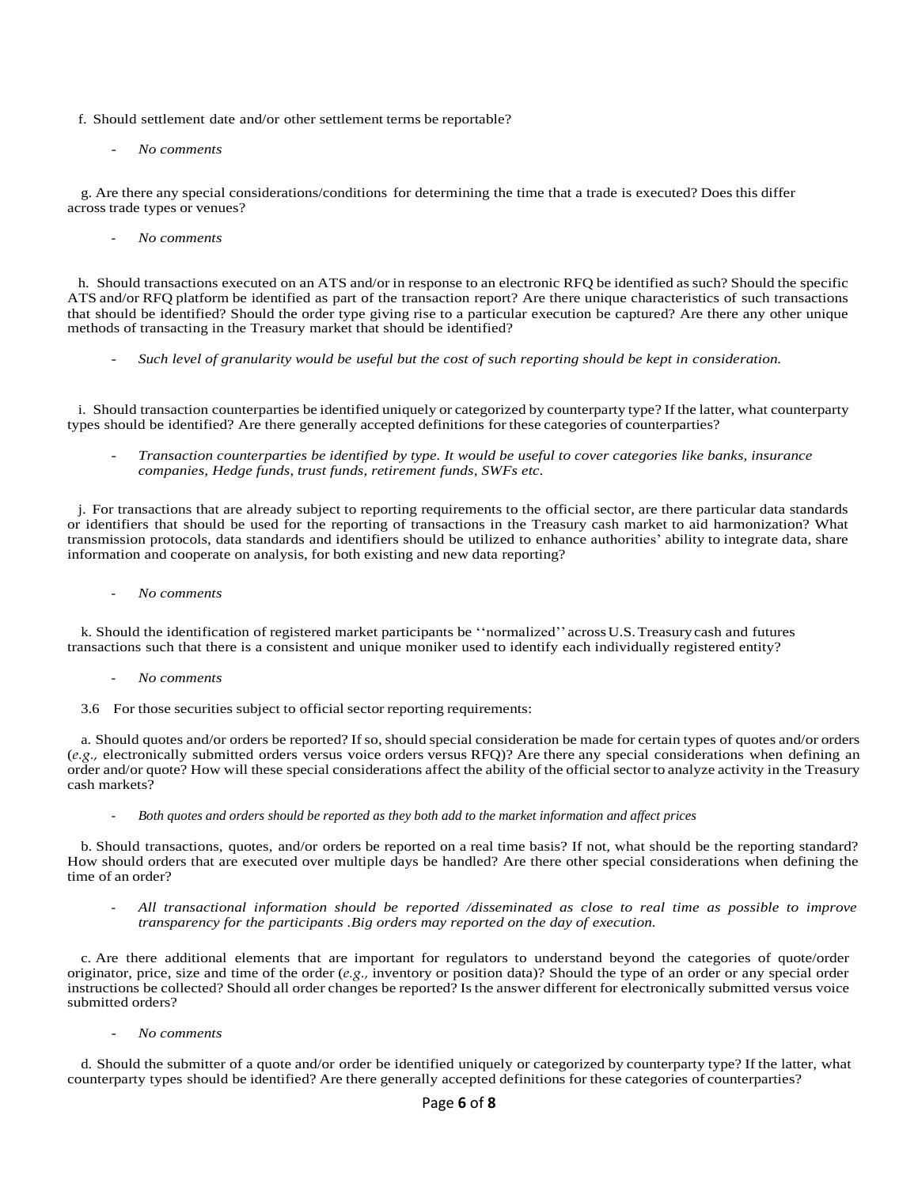f. Should settlement date and/or other settlement terms be reportable?

- *No comments*

g. Are there any special considerations/conditions for determining the time that a trade is executed? Does this differ across trade types or venues?

- *No comments*

h. Should transactions executed on an ATS and/or in response to an electronic RFQ be identified as such? Should the specific ATS and/or RFQ platform be identified as part of the transaction report? Are there unique characteristics of such transactions that should be identified? Should the order type giving rise to a particular execution be captured? Are there any other unique methods of transacting in the Treasury market that should be identified?

- *Such level of granularity would be useful but the cost of such reporting should be kept in consideration.*

i. Should transaction counterparties be identified uniquely or categorized by counterparty type? If the latter, what counterparty types should be identified? Are there generally accepted definitions for these categories of counterparties?

- *Transaction counterparties be identified by type. It would be useful to cover categories like banks, insurance companies, Hedge funds, trust funds, retirement funds, SWFs etc.*

j. For transactions that are already subject to reporting requirements to the official sector, are there particular data standards or identifiers that should be used for the reporting of transactions in the Treasury cash market to aid harmonization? What transmission protocols, data standards and identifiers should be utilized to enhance authorities' ability to integrate data, share information and cooperate on analysis, for both existing and new data reporting?

- *No comments*

k. Should the identification of registered market participants be ''normalized'' across U.S. Treasury cash and futures transactions such that there is a consistent and unique moniker used to identify each individually registered entity?

- *No comments*

3.6 For those securities subject to official sector reporting requirements:

a. Should quotes and/or orders be reported? If so, should special consideration be made for certain types of quotes and/or orders (*e.g.,* electronically submitted orders versus voice orders versus RFQ)? Are there any special considerations when defining an order and/or quote? How will these special considerations affect the ability of the official sector to analyze activity in the Treasury cash markets?

- *Both quotes and orders should be reported as they both add to the market information and affect prices*

b. Should transactions, quotes, and/or orders be reported on a real time basis? If not, what should be the reporting standard? How should orders that are executed over multiple days be handled? Are there other special considerations when defining the time of an order?

- *All transactional information should be reported /disseminated as close to real time as possible to improve transparency for the participants .Big orders may reported on the day of execution.*

c. Are there additional elements that are important for regulators to understand beyond the categories of quote/order originator, price, size and time of the order (*e.g.,* inventory or position data)? Should the type of an order or any special order instructions be collected? Should all order changes be reported? Is the answer different for electronically submitted versus voice submitted orders?

- *No comments*

d. Should the submitter of a quote and/or order be identified uniquely or categorized by counterparty type? If the latter, what counterparty types should be identified? Are there generally accepted definitions for these categories of counterparties?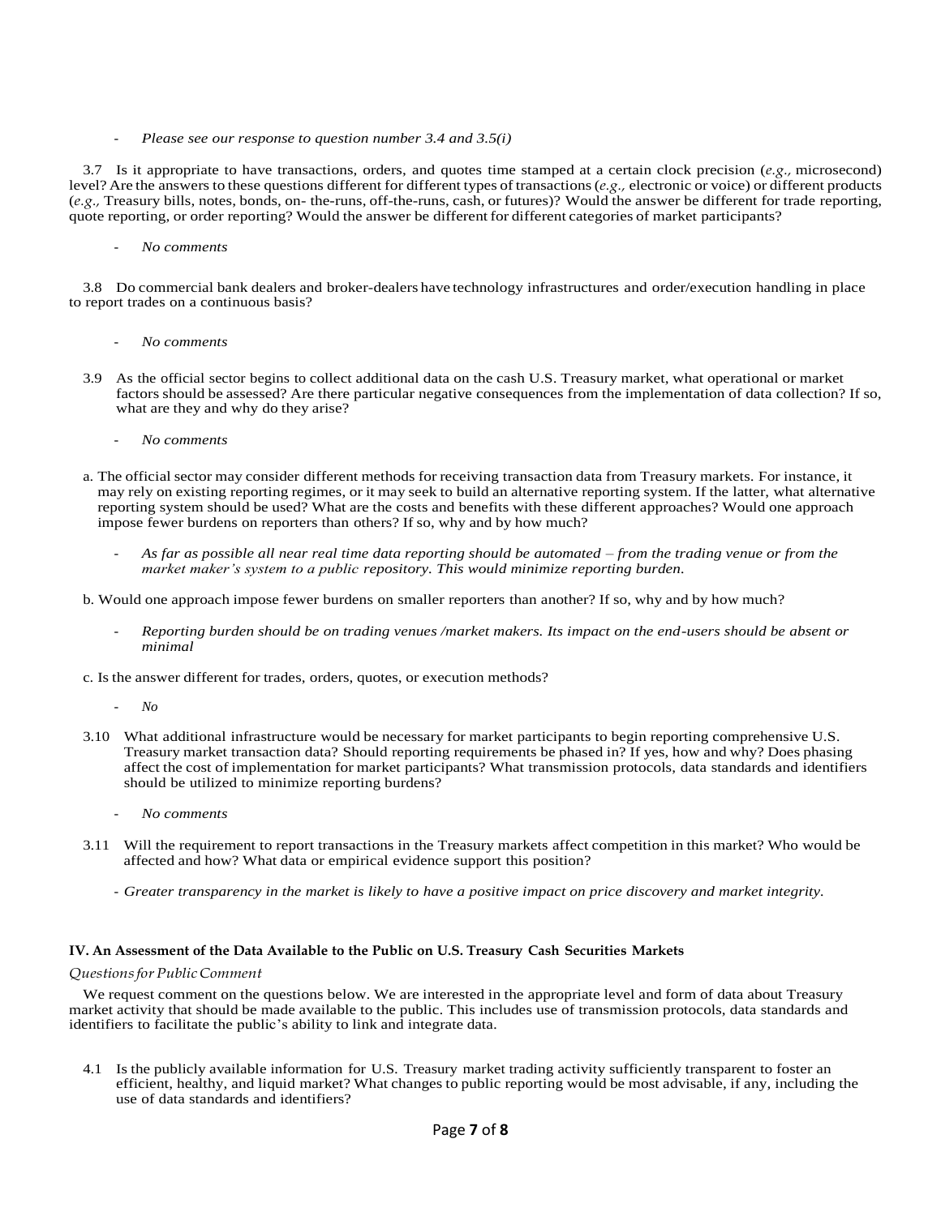- *Please see our response to question number 3.4 and 3.5(i)*

3.7 Is it appropriate to have transactions, orders, and quotes time stamped at a certain clock precision (*e.g.,* microsecond) level? Are the answers to these questions different for different types of transactions (*e.g.,* electronic or voice) or different products (*e.g.,* Treasury bills, notes, bonds, on- the-runs, off-the-runs, cash, or futures)? Would the answer be different for trade reporting, quote reporting, or order reporting? Would the answer be different for different categories of market participants?

- *No comments*

3.8 Do commercial bank dealers and broker-dealers have technology infrastructures and order/execution handling in place to report trades on a continuous basis?

- *No comments*

3.9 As the official sector begins to collect additional data on the cash U.S. Treasury market, what operational or market factors should be assessed? Are there particular negative consequences from the implementation of data collection? If so, what are they and why do they arise?

- *No comments*

a. The official sector may consider different methods for receiving transaction data from Treasury markets. For instance, it may rely on existing reporting regimes, or it may seek to build an alternative reporting system. If the latter, what alternative reporting system should be used? What are the costs and benefits with these different approaches? Would one approach impose fewer burdens on reporters than others? If so, why and by how much?

- *As far as possible all near real time data reporting should be automated – from the trading venue or from the market maker's system to a public repository. This would minimize reporting burden.*

b. Would one approach impose fewer burdens on smaller reporters than another? If so, why and by how much?

- *Reporting burden should be on trading venues /market makers. Its impact on the end-users should be absent or minimal*

c. Is the answer different for trades, orders, quotes, or execution methods?

- *No*

3.10 What additional infrastructure would be necessary for market participants to begin reporting comprehensive U.S. Treasury market transaction data? Should reporting requirements be phased in? If yes, how and why? Does phasing affect the cost of implementation for market participants? What transmission protocols, data standards and identifiers should be utilized to minimize reporting burdens?

- *No comments*

3.11 Will the requirement to report transactions in the Treasury markets affect competition in this market? Who would be affected and how? What data or empirical evidence support this position?

- *Greater transparency in the market is likely to have a positive impact on price discovery and market integrity.*

**IV. An Assessment of the Data Available to the Public on U.S. Treasury Cash Securities Markets**

*Questions for Public Comment*

We request comment on the questions below. We are interested in the appropriate level and form of data about Treasury market activity that should be made available to the public. This includes use of transmission protocols, data standards and identifiers to facilitate the public's ability to link and integrate data.

4.1 Is the publicly available information for U.S. Treasury market trading activity sufficiently transparent to foster an efficient, healthy, and liquid market? What changes to public reporting would be most advisable, if any, including the use of data standards and identifiers?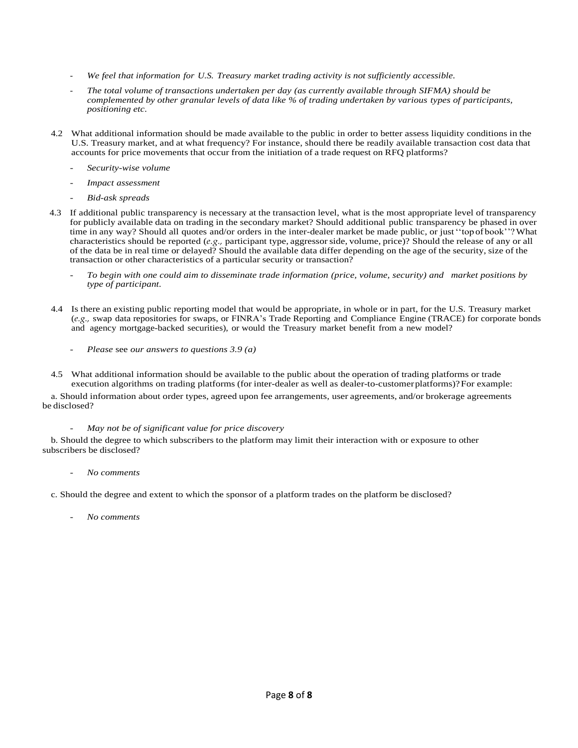- *We feel that information for U.S. Treasury market trading activity is not sufficiently accessible.*
- *The total volume of transactions undertaken per day (as currently available through SIFMA) should be complemented by other granular levels of data like % of trading undertaken by various types of participants, positioning etc.*

4.2 What additional information should be made available to the public in order to better assess liquidity conditions in the U.S. Treasury market, and at what frequency? For instance, should there be readily available transaction cost data that accounts for price movements that occur from the initiation of a trade request on RFQ platforms?

- *Security-wise volume*
- *Impact assessment*
- *Bid-ask spreads*

4.3 If additional public transparency is necessary at the transaction level, what is the most appropriate level of transparency for publicly available data on trading in the secondary market? Should additional public transparency be phased in over time in any way? Should all quotes and/or orders in the inter-dealer market be made public, or just ''top of book''? What characteristics should be reported (*e.g.,* participant type, aggressor side, volume, price)? Should the release of any or all of the data be in real time or delayed? Should the available data differ depending on the age of the security, size of the transaction or other characteristics of a particular security or transaction?

- *To begin with one could aim to disseminate trade information (price, volume, security) and market positions by type of participant.*

4.4 Is there an existing public reporting model that would be appropriate, in whole or in part, for the U.S. Treasury market (*e.g.,* swap data repositories for swaps, or FINRA's Trade Reporting and Compliance Engine (TRACE) for corporate bonds and agency mortgage-backed securities), or would the Treasury market benefit from a new model?

- *Please* see *our answers to questions 3.9 (a)*

4.5 What additional information should be available to the public about the operation of trading platforms or trade execution algorithms on trading platforms (for inter-dealer as well as dealer-to-customer platforms)? For example:

a. Should information about order types, agreed upon fee arrangements, user agreements, and/or brokerage agreements be disclosed?

- *May not be of significant value for price discovery*

b. Should the degree to which subscribers to the platform may limit their interaction with or exposure to other subscribers be disclosed?

- *No comments*

c. Should the degree and extent to which the sponsor of a platform trades on the platform be disclosed?

- *No comments*